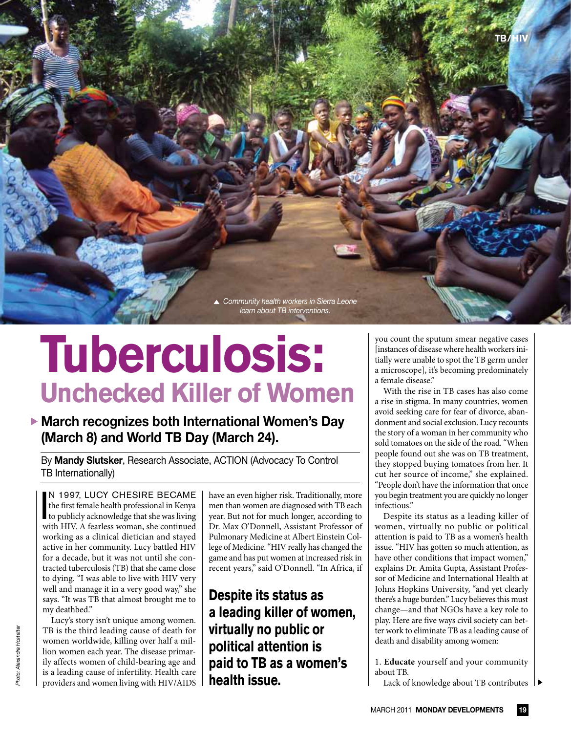Community health workers in Sierra Leone learn about TB interventions.

# Tuberculosis:
## Unchecked Killer of Women

**March recognizes both International Women's Day (March 8) and World TB Day (March 24).**

By **Mandy Slutsker**, Research Associate, ACTION (Advocacy To Control TB Internationally)

IN 1997, LUCY CHESIRE BECAME the first female health professional in Kenya to publicly acknowledge that she was living with HIV. A fearless woman, she continued working as a clinical dietician and stayed active in her community. Lucy battled HIV for a decade, but it was not until she contracted tuberculosis (TB) that she came close to dying. "I was able to live with HIV very well and manage it in a very good way," she says. "It was TB that almost brought me to my deathbed."

Lucy's story isn't unique among women. TB is the third leading cause of death for women worldwide, killing over half a million women each year. The disease primarily affects women of child-bearing age and is a leading cause of infertility. Health care providers and women living with HIV/AIDS have an even higher risk. Traditionally, more men than women are diagnosed with TB each year. But not for much longer, according to Dr. Max O'Donnell, Assistant Professor of Pulmonary Medicine at Albert Einstein College of Medicine. "HIV really has changed the game and has put women at increased risk in recent years," said O'Donnell. "In Africa, if you count the sputum smear negative cases [instances of disease where health workers initially were unable to spot the TB germ under a microscope], it's becoming predominately a female disease."

**Despite its status as a leading killer of women, virtually no public or political attention is paid to TB as a women's health issue.**

With the rise in TB cases has also come a rise in stigma. In many countries, women avoid seeking care for fear of divorce, abandonment and social exclusion. Lucy recounts the story of a woman in her community who sold tomatoes on the side of the road. "When people found out she was on TB treatment, they stopped buying tomatoes from her. It cut her source of income," she explained. "People don't have the information that once you begin treatment you are quickly no longer infectious."

Despite its status as a leading killer of women, virtually no public or political attention is paid to TB as a women's health issue. "HIV has gotten so much attention, as have other conditions that impact women," explains Dr. Amita Gupta, Assistant Professor of Medicine and International Health at Johns Hopkins University, "and yet clearly there's a huge burden." Lucy believes this must change—and that NGOs have a key role to play. Here are five ways civil society can better work to eliminate TB as a leading cause of death and disability among women:

1. **Educate** yourself and your community about TB.

Lack of knowledge about TB contributes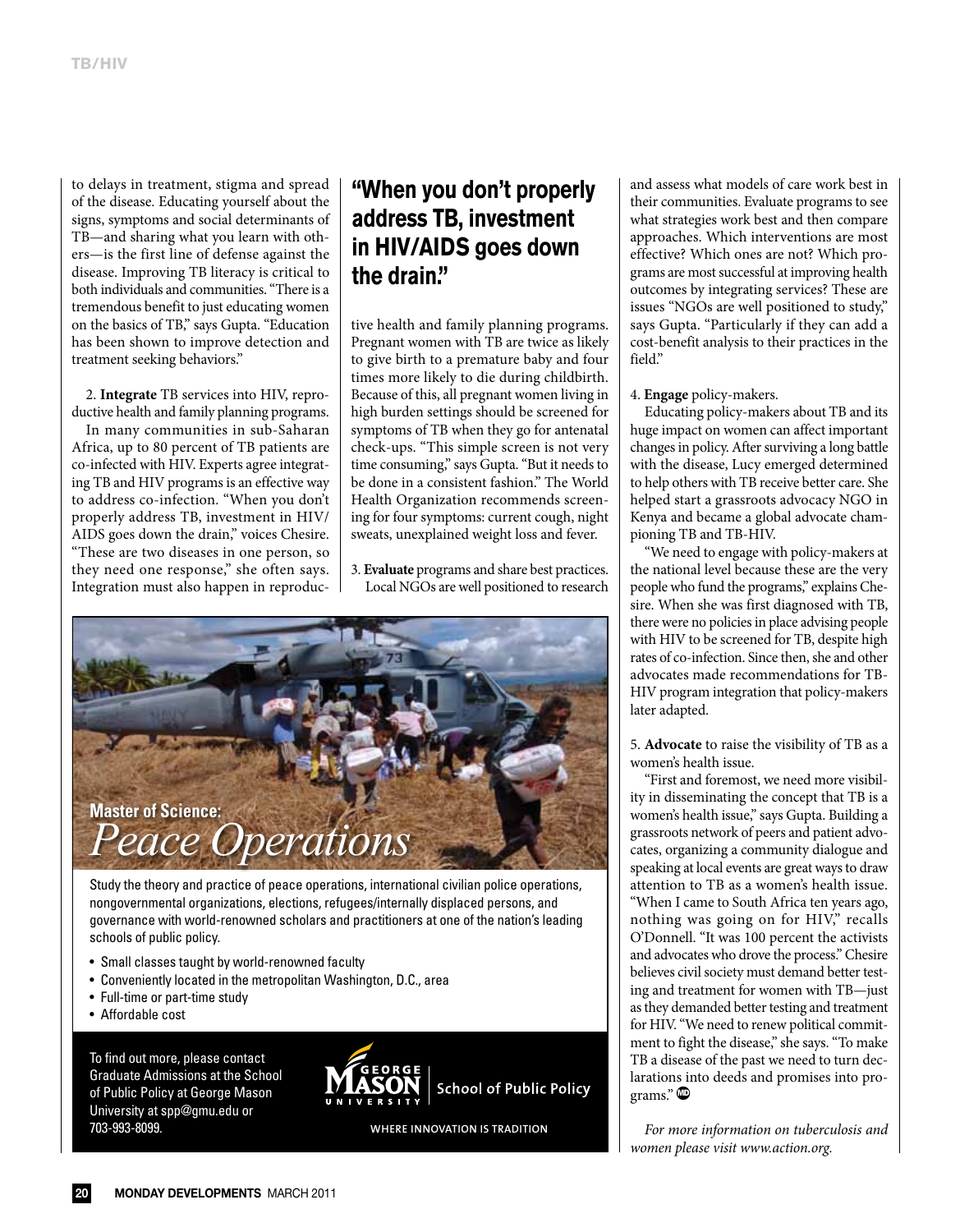to delays in treatment, stigma and spread of the disease. Educating yourself about the signs, symptoms and social determinants of TB—and sharing what you learn with others—is the first line of defense against the disease. Improving TB literacy is critical to both individuals and communities. "There is a tremendous benefit to just educating women on the basics of TB," says Gupta. "Education has been shown to improve detection and treatment seeking behaviors."

2. **Integrate** TB services into HIV, reproductive health and family planning programs.

In many communities in sub-Saharan Africa, up to 80 percent of TB patients are co-infected with HIV. Experts agree integrating TB and HIV programs is an effective way to address co-infection. "When you don't properly address TB, investment in HIV/AIDS goes down the drain," voices Chesire. "These are two diseases in one person, so they need one response," she often says. Integration must also happen in reproductive health and family planning programs. Pregnant women with TB are twice as likely to give birth to a premature baby and four times more likely to die during childbirth. Because of this, all pregnant women living in high burden settings should be screened for symptoms of TB when they go for antenatal check-ups. "This simple screen is not very time consuming," says Gupta. "But it needs to be done in a consistent fashion." The World Health Organization recommends screening for four symptoms: current cough, night sweats, unexplained weight loss and fever.

> "When you don't properly address TB, investment in HIV/AIDS goes down the drain."

3. **Evaluate** programs and share best practices.

Local NGOs are well positioned to research and assess what models of care work best in their communities. Evaluate programs to see what strategies work best and then compare approaches. Which interventions are most effective? Which ones are not? Which programs are most successful at improving health outcomes by integrating services? These are issues "NGOs are well positioned to study," says Gupta. "Particularly if they can add a cost-benefit analysis to their practices in the field."

4. **Engage** policy-makers.

Educating policy-makers about TB and its huge impact on women can affect important changes in policy. After surviving a long battle with the disease, Lucy emerged determined to help others with TB receive better care. She helped start a grassroots advocacy NGO in Kenya and became a global advocate championing TB and TB-HIV.

"We need to engage with policy-makers at the national level because these are the very people who fund the programs," explains Chesire. When she was first diagnosed with TB, there were no policies in place advising people with HIV to be screened for TB, despite high rates of co-infection. Since then, she and other advocates made recommendations for TB-HIV program integration that policy-makers later adapted.

5. **Advocate** to raise the visibility of TB as a women's health issue.

"First and foremost, we need more visibility in disseminating the concept that TB is a women's health issue," says Gupta. Building a grassroots network of peers and patient advocates, organizing a community dialogue and speaking at local events are great ways to draw attention to TB as a women's health issue. "When I came to South Africa ten years ago, nothing was going on for HIV," recalls O'Donnell. "It was 100 percent the activists and advocates who drove the process." Chesire believes civil society must demand better testing and treatment for women with TB—just as they demanded better testing and treatment for HIV. "We need to renew political commitment to fight the disease," she says. "To make TB a disease of the past we need to turn declarations into deeds and promises into programs."

*For more information on tuberculosis and women please visit www.action.org.*

---

**Master of Science:**
*Peace Operations*

Study the theory and practice of peace operations, international civilian police operations, nongovernmental organizations, elections, refugees/internally displaced persons, and governance with world-renowned scholars and practitioners at one of the nation's leading schools of public policy.

- Small classes taught by world-renowned faculty
- Conveniently located in the metropolitan Washington, D.C., area
- Full-time or part-time study
- Affordable cost

To find out more, please contact Graduate Admissions at the School of Public Policy at George Mason University at spp@gmu.edu or 703-993-8099.

George Mason University | School of Public Policy

WHERE INNOVATION IS TRADITION